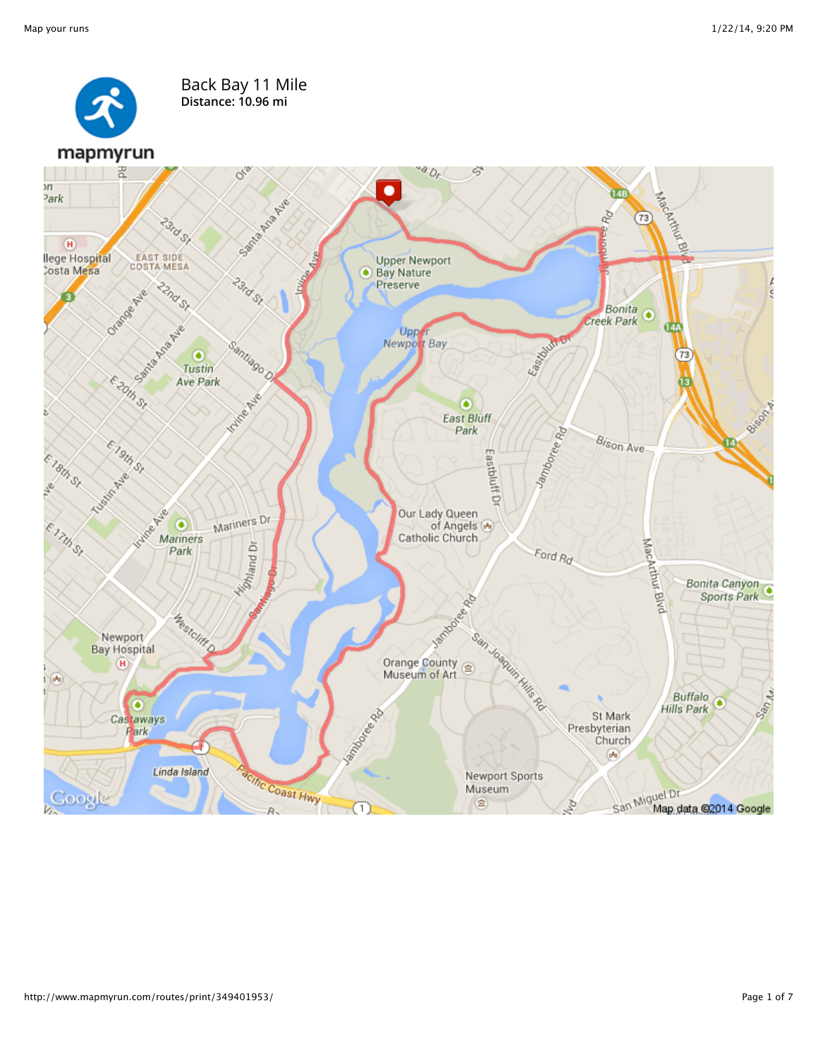# Back Bay 11 Mile

**Distance: 10.96 mi**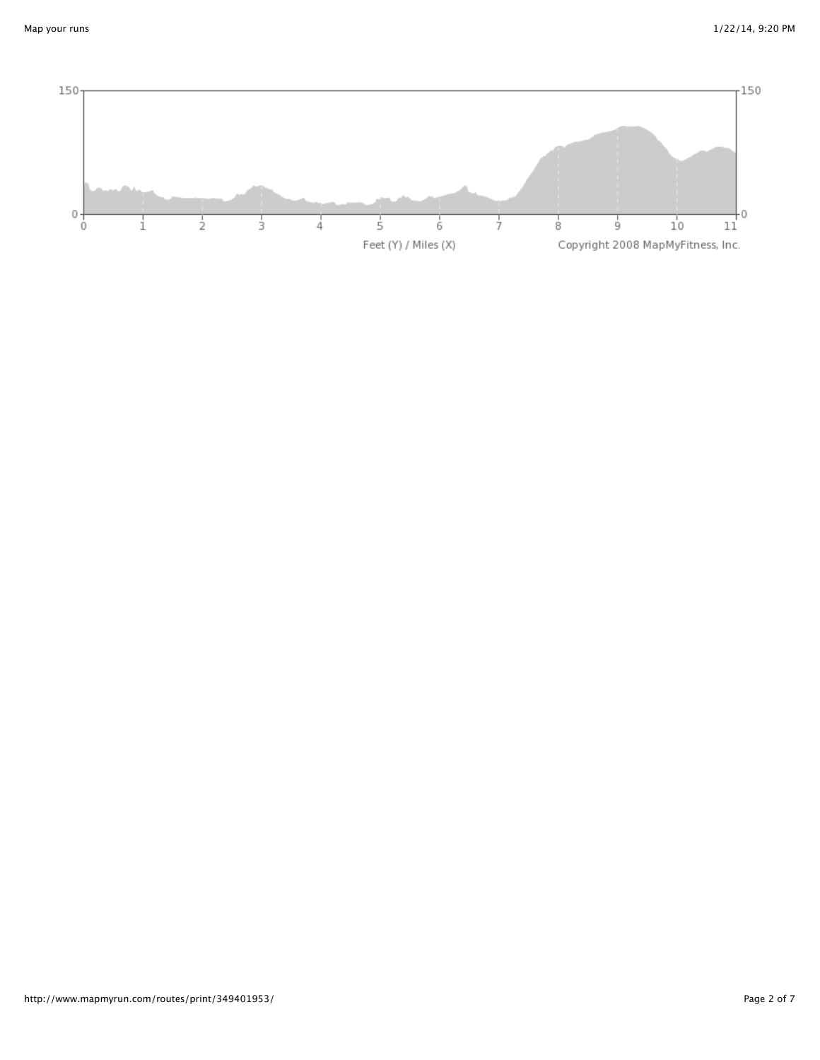150

0

0 1 2 3 4 5 6 7 8 9 10 11

Feet (Y) / Miles (X)

Copyright 2008 MapMyFitness, Inc.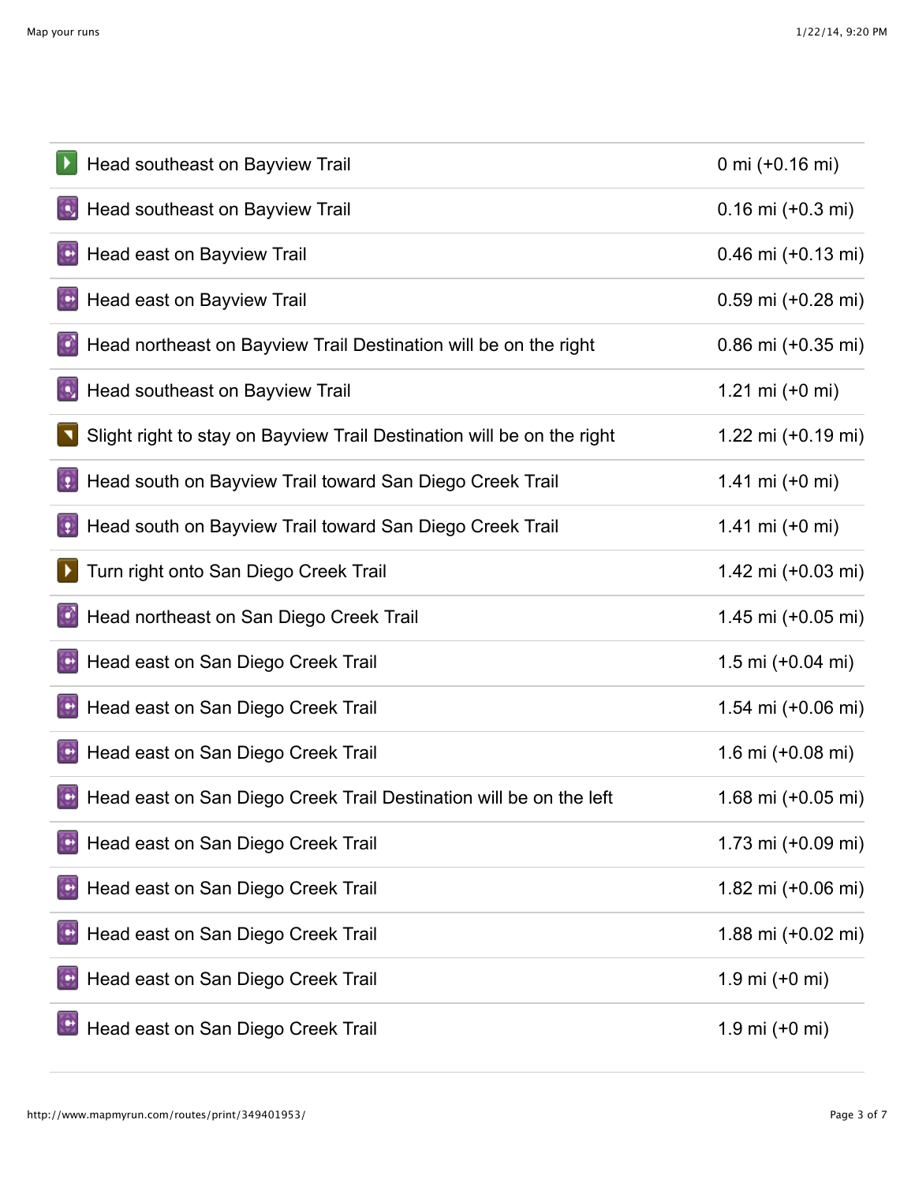| | |
|---|---|
| Head southeast on Bayview Trail | 0 mi (+0.16 mi) |
| Head southeast on Bayview Trail | 0.16 mi (+0.3 mi) |
| Head east on Bayview Trail | 0.46 mi (+0.13 mi) |
| Head east on Bayview Trail | 0.59 mi (+0.28 mi) |
| Head northeast on Bayview Trail Destination will be on the right | 0.86 mi (+0.35 mi) |
| Head southeast on Bayview Trail | 1.21 mi (+0 mi) |
| Slight right to stay on Bayview Trail Destination will be on the right | 1.22 mi (+0.19 mi) |
| Head south on Bayview Trail toward San Diego Creek Trail | 1.41 mi (+0 mi) |
| Head south on Bayview Trail toward San Diego Creek Trail | 1.41 mi (+0 mi) |
| Turn right onto San Diego Creek Trail | 1.42 mi (+0.03 mi) |
| Head northeast on San Diego Creek Trail | 1.45 mi (+0.05 mi) |
| Head east on San Diego Creek Trail | 1.5 mi (+0.04 mi) |
| Head east on San Diego Creek Trail | 1.54 mi (+0.06 mi) |
| Head east on San Diego Creek Trail | 1.6 mi (+0.08 mi) |
| Head east on San Diego Creek Trail Destination will be on the left | 1.68 mi (+0.05 mi) |
| Head east on San Diego Creek Trail | 1.73 mi (+0.09 mi) |
| Head east on San Diego Creek Trail | 1.82 mi (+0.06 mi) |
| Head east on San Diego Creek Trail | 1.88 mi (+0.02 mi) |
| Head east on San Diego Creek Trail | 1.9 mi (+0 mi) |
| Head east on San Diego Creek Trail | 1.9 mi (+0 mi) |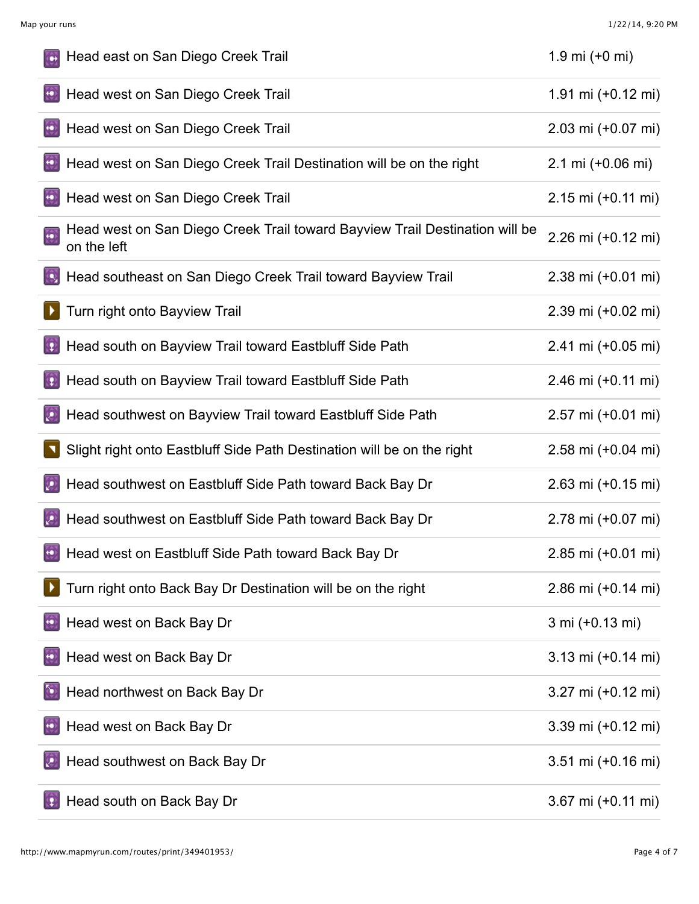| | |
|---|---|
| Head east on San Diego Creek Trail | 1.9 mi (+0 mi) |
| Head west on San Diego Creek Trail | 1.91 mi (+0.12 mi) |
| Head west on San Diego Creek Trail | 2.03 mi (+0.07 mi) |
| Head west on San Diego Creek Trail Destination will be on the right | 2.1 mi (+0.06 mi) |
| Head west on San Diego Creek Trail | 2.15 mi (+0.11 mi) |
| Head west on San Diego Creek Trail toward Bayview Trail Destination will be on the left | 2.26 mi (+0.12 mi) |
| Head southeast on San Diego Creek Trail toward Bayview Trail | 2.38 mi (+0.01 mi) |
| Turn right onto Bayview Trail | 2.39 mi (+0.02 mi) |
| Head south on Bayview Trail toward Eastbluff Side Path | 2.41 mi (+0.05 mi) |
| Head south on Bayview Trail toward Eastbluff Side Path | 2.46 mi (+0.11 mi) |
| Head southwest on Bayview Trail toward Eastbluff Side Path | 2.57 mi (+0.01 mi) |
| Slight right onto Eastbluff Side Path Destination will be on the right | 2.58 mi (+0.04 mi) |
| Head southwest on Eastbluff Side Path toward Back Bay Dr | 2.63 mi (+0.15 mi) |
| Head southwest on Eastbluff Side Path toward Back Bay Dr | 2.78 mi (+0.07 mi) |
| Head west on Eastbluff Side Path toward Back Bay Dr | 2.85 mi (+0.01 mi) |
| Turn right onto Back Bay Dr Destination will be on the right | 2.86 mi (+0.14 mi) |
| Head west on Back Bay Dr | 3 mi (+0.13 mi) |
| Head west on Back Bay Dr | 3.13 mi (+0.14 mi) |
| Head northwest on Back Bay Dr | 3.27 mi (+0.12 mi) |
| Head west on Back Bay Dr | 3.39 mi (+0.12 mi) |
| Head southwest on Back Bay Dr | 3.51 mi (+0.16 mi) |
| Head south on Back Bay Dr | 3.67 mi (+0.11 mi) |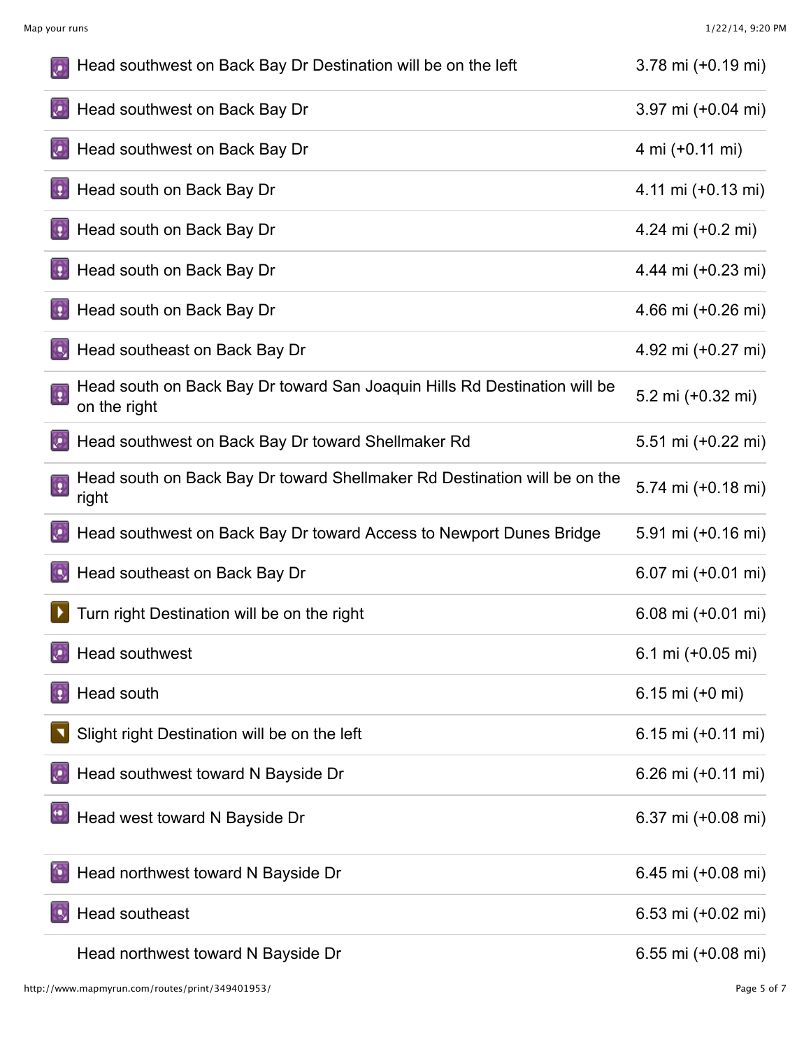| | |
|---|---|
| Head southwest on Back Bay Dr Destination will be on the left | 3.78 mi (+0.19 mi) |
| Head southwest on Back Bay Dr | 3.97 mi (+0.04 mi) |
| Head southwest on Back Bay Dr | 4 mi (+0.11 mi) |
| Head south on Back Bay Dr | 4.11 mi (+0.13 mi) |
| Head south on Back Bay Dr | 4.24 mi (+0.2 mi) |
| Head south on Back Bay Dr | 4.44 mi (+0.23 mi) |
| Head south on Back Bay Dr | 4.66 mi (+0.26 mi) |
| Head southeast on Back Bay Dr | 4.92 mi (+0.27 mi) |
| Head south on Back Bay Dr toward San Joaquin Hills Rd Destination will be on the right | 5.2 mi (+0.32 mi) |
| Head southwest on Back Bay Dr toward Shellmaker Rd | 5.51 mi (+0.22 mi) |
| Head south on Back Bay Dr toward Shellmaker Rd Destination will be on the right | 5.74 mi (+0.18 mi) |
| Head southwest on Back Bay Dr toward Access to Newport Dunes Bridge | 5.91 mi (+0.16 mi) |
| Head southeast on Back Bay Dr | 6.07 mi (+0.01 mi) |
| Turn right Destination will be on the right | 6.08 mi (+0.01 mi) |
| Head southwest | 6.1 mi (+0.05 mi) |
| Head south | 6.15 mi (+0 mi) |
| Slight right Destination will be on the left | 6.15 mi (+0.11 mi) |
| Head southwest toward N Bayside Dr | 6.26 mi (+0.11 mi) |
| Head west toward N Bayside Dr | 6.37 mi (+0.08 mi) |
| Head northwest toward N Bayside Dr | 6.45 mi (+0.08 mi) |
| Head southeast | 6.53 mi (+0.02 mi) |
| Head northwest toward N Bayside Dr | 6.55 mi (+0.08 mi) |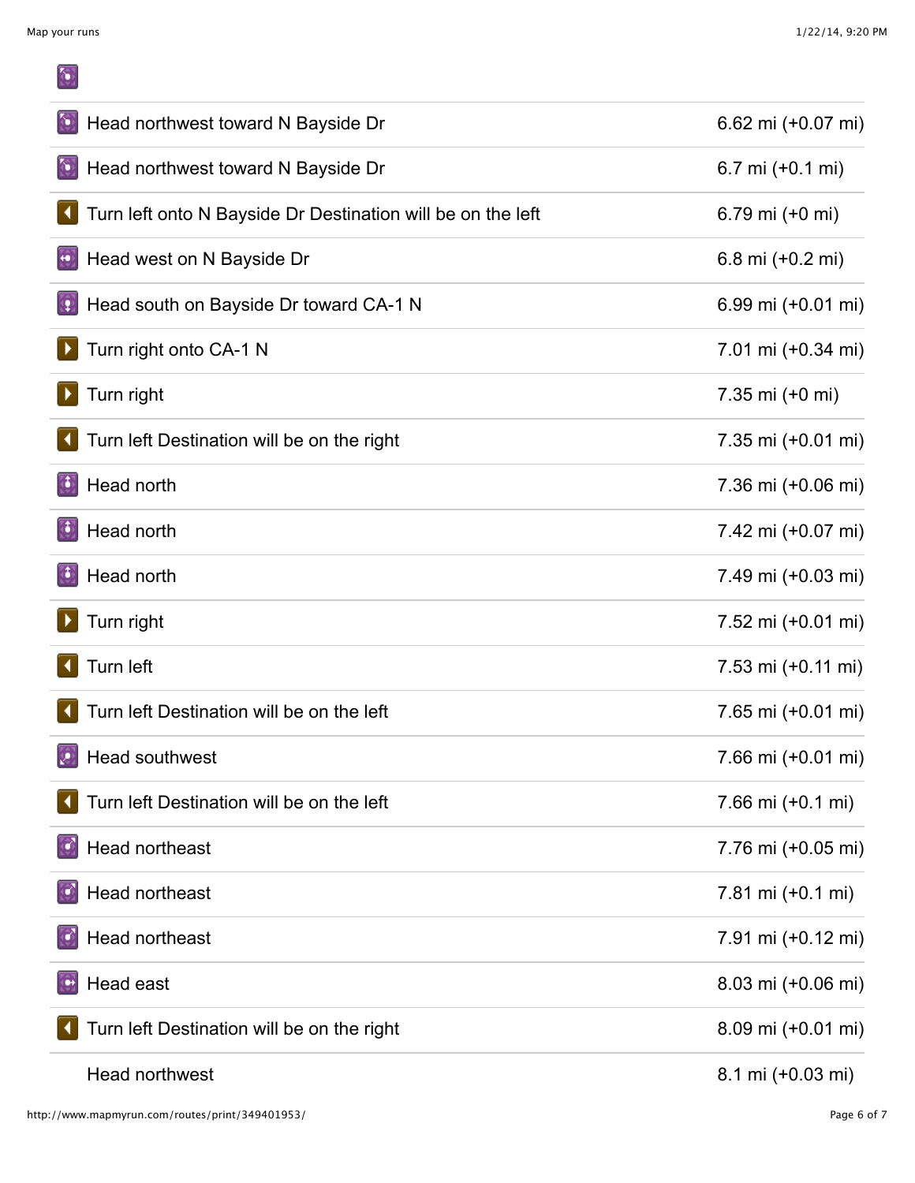| | |
|---|---|
| | |
| Head northwest toward N Bayside Dr | 6.62 mi (+0.07 mi) |
| Head northwest toward N Bayside Dr | 6.7 mi (+0.1 mi) |
| Turn left onto N Bayside Dr Destination will be on the left | 6.79 mi (+0 mi) |
| Head west on N Bayside Dr | 6.8 mi (+0.2 mi) |
| Head south on Bayside Dr toward CA-1 N | 6.99 mi (+0.01 mi) |
| Turn right onto CA-1 N | 7.01 mi (+0.34 mi) |
| Turn right | 7.35 mi (+0 mi) |
| Turn left Destination will be on the right | 7.35 mi (+0.01 mi) |
| Head north | 7.36 mi (+0.06 mi) |
| Head north | 7.42 mi (+0.07 mi) |
| Head north | 7.49 mi (+0.03 mi) |
| Turn right | 7.52 mi (+0.01 mi) |
| Turn left | 7.53 mi (+0.11 mi) |
| Turn left Destination will be on the left | 7.65 mi (+0.01 mi) |
| Head southwest | 7.66 mi (+0.01 mi) |
| Turn left Destination will be on the left | 7.66 mi (+0.1 mi) |
| Head northeast | 7.76 mi (+0.05 mi) |
| Head northeast | 7.81 mi (+0.1 mi) |
| Head northeast | 7.91 mi (+0.12 mi) |
| Head east | 8.03 mi (+0.06 mi) |
| Turn left Destination will be on the right | 8.09 mi (+0.01 mi) |
| Head northwest | 8.1 mi (+0.03 mi) |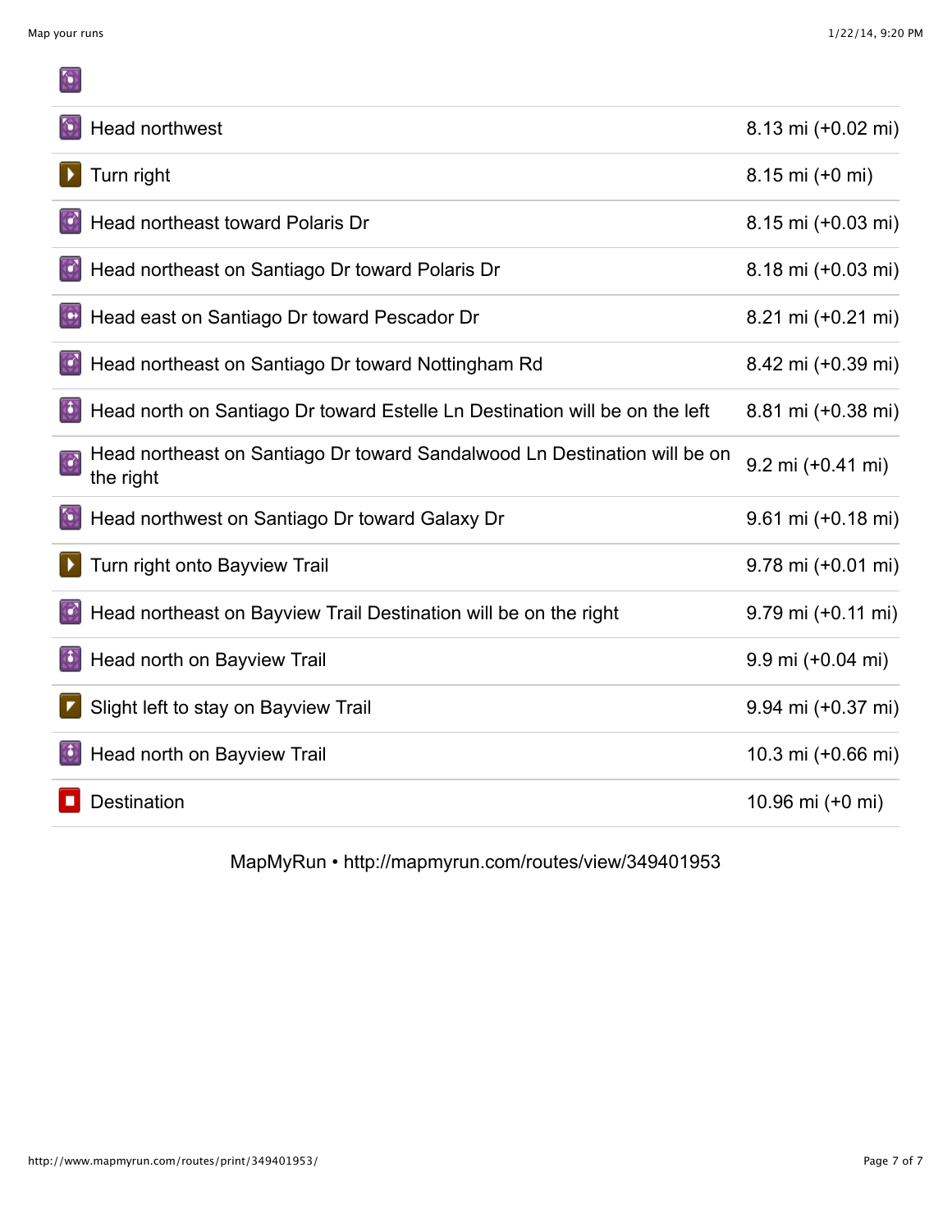| | |
|---|---|
| | |
| Head northwest | 8.13 mi (+0.02 mi) |
| Turn right | 8.15 mi (+0 mi) |
| Head northeast toward Polaris Dr | 8.15 mi (+0.03 mi) |
| Head northeast on Santiago Dr toward Polaris Dr | 8.18 mi (+0.03 mi) |
| Head east on Santiago Dr toward Pescador Dr | 8.21 mi (+0.21 mi) |
| Head northeast on Santiago Dr toward Nottingham Rd | 8.42 mi (+0.39 mi) |
| Head north on Santiago Dr toward Estelle Ln Destination will be on the left | 8.81 mi (+0.38 mi) |
| Head northeast on Santiago Dr toward Sandalwood Ln Destination will be on the right | 9.2 mi (+0.41 mi) |
| Head northwest on Santiago Dr toward Galaxy Dr | 9.61 mi (+0.18 mi) |
| Turn right onto Bayview Trail | 9.78 mi (+0.01 mi) |
| Head northeast on Bayview Trail Destination will be on the right | 9.79 mi (+0.11 mi) |
| Head north on Bayview Trail | 9.9 mi (+0.04 mi) |
| Slight left to stay on Bayview Trail | 9.94 mi (+0.37 mi) |
| Head north on Bayview Trail | 10.3 mi (+0.66 mi) |
| Destination | 10.96 mi (+0 mi) |

MapMyRun • http://mapmyrun.com/routes/view/349401953